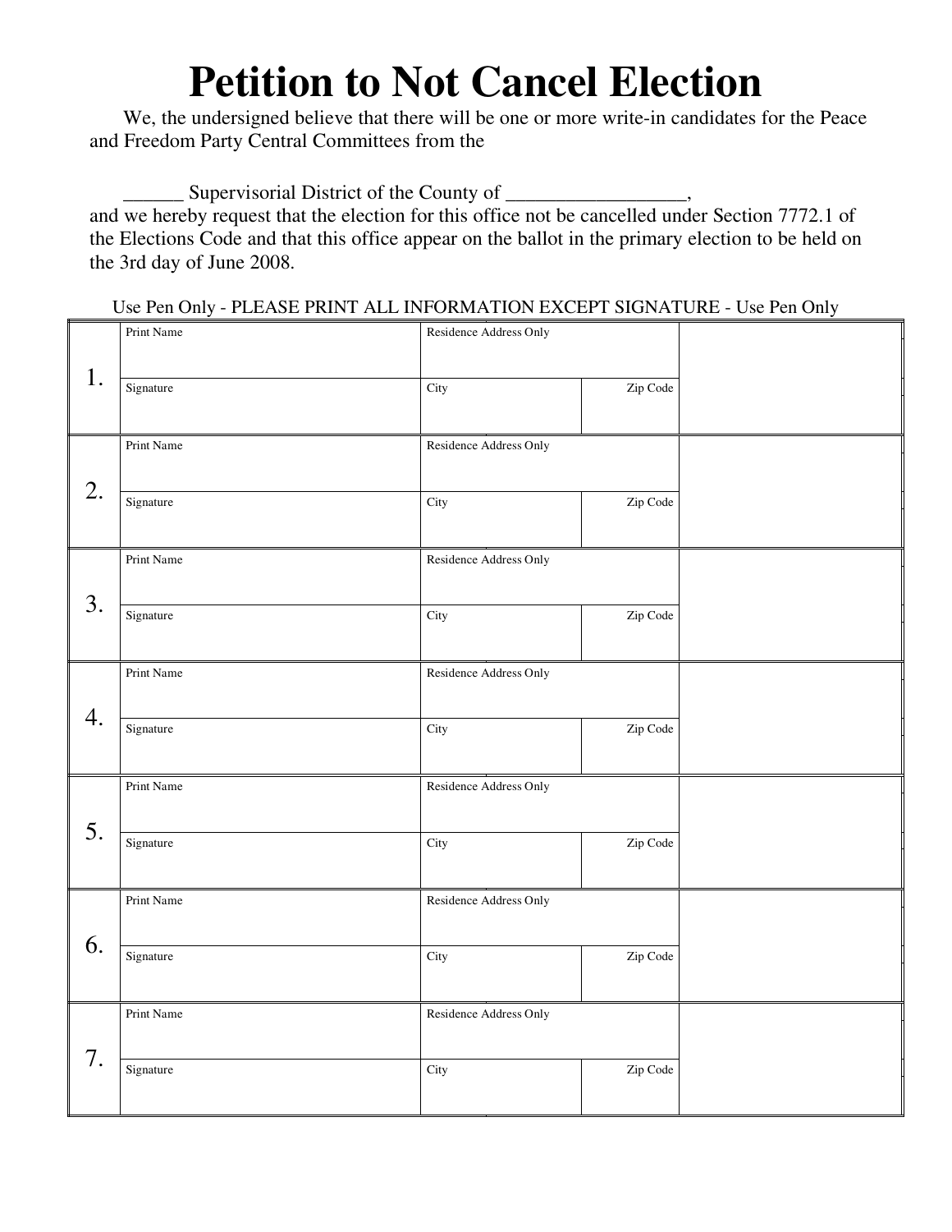# Petition to Not Cancel Election

We, the undersigned believe that there will be one or more write-in candidates for the Peace and Freedom Party Central Committees from the

______ Supervisorial District of the County of __________________,

and we hereby request that the election for this office not be cancelled under Section 7772.1 of the Elections Code and that this office appear on the ballot in the primary election to be held on the 3rd day of June 2008.

Use Pen Only - PLEASE PRINT ALL INFORMATION EXCEPT SIGNATURE - Use Pen Only

| | | | | |
|---|---|---|---|---|
| 1. | Print Name | Residence Address Only | | |
| | Signature | City | Zip Code | |
| 2. | Print Name | Residence Address Only | | |
| | Signature | City | Zip Code | |
| 3. | Print Name | Residence Address Only | | |
| | Signature | City | Zip Code | |
| 4. | Print Name | Residence Address Only | | |
| | Signature | City | Zip Code | |
| 5. | Print Name | Residence Address Only | | |
| | Signature | City | Zip Code | |
| 6. | Print Name | Residence Address Only | | |
| | Signature | City | Zip Code | |
| 7. | Print Name | Residence Address Only | | |
| | Signature | City | Zip Code | |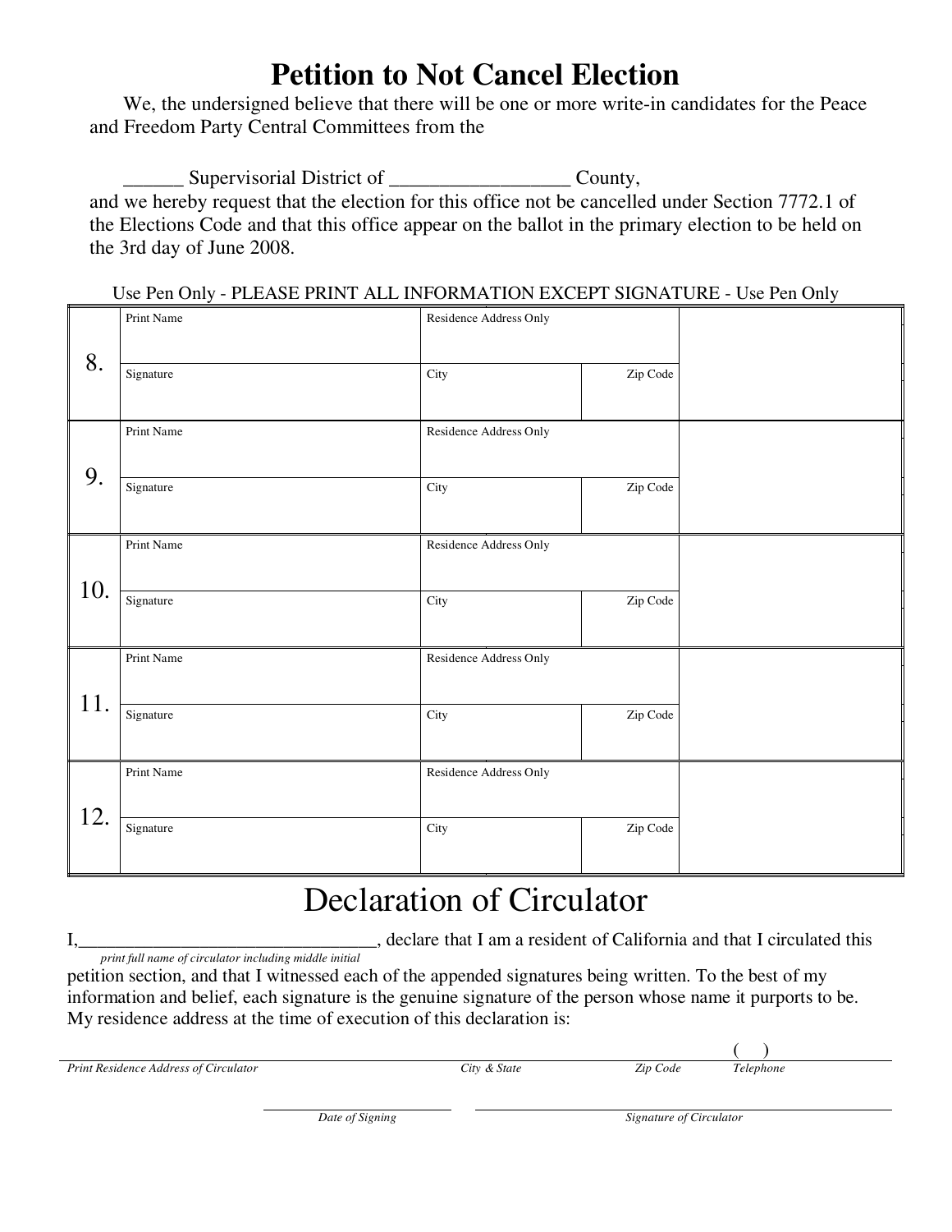# Petition to Not Cancel Election

We, the undersigned believe that there will be one or more write-in candidates for the Peace and Freedom Party Central Committees from the

______ Supervisorial District of __________________ County,

and we hereby request that the election for this office not be cancelled under Section 7772.1 of the Elections Code and that this office appear on the ballot in the primary election to be held on the 3rd day of June 2008.

Use Pen Only - PLEASE PRINT ALL INFORMATION EXCEPT SIGNATURE - Use Pen Only

| | | | | |
|---|---|---|---|---|
| 8. | Print Name | Residence Address Only | | |
| | Signature | City | Zip Code | |
| 9. | Print Name | Residence Address Only | | |
| | Signature | City | Zip Code | |
| 10. | Print Name | Residence Address Only | | |
| | Signature | City | Zip Code | |
| 11. | Print Name | Residence Address Only | | |
| | Signature | City | Zip Code | |
| 12. | Print Name | Residence Address Only | | |
| | Signature | City | Zip Code | |

# Declaration of Circulator

I,________________________________, declare that I am a resident of California and that I circulated this
*print full name of circulator including middle initial*

petition section, and that I witnessed each of the appended signatures being written. To the best of my information and belief, each signature is the genuine signature of the person whose name it purports to be. My residence address at the time of execution of this declaration is:

______________________________________________________________ (    )
*Print Residence Address of Circulator* *City & State* *Zip Code* *Telephone*

____________________ ______________________________
*Date of Signing* *Signature of Circulator*